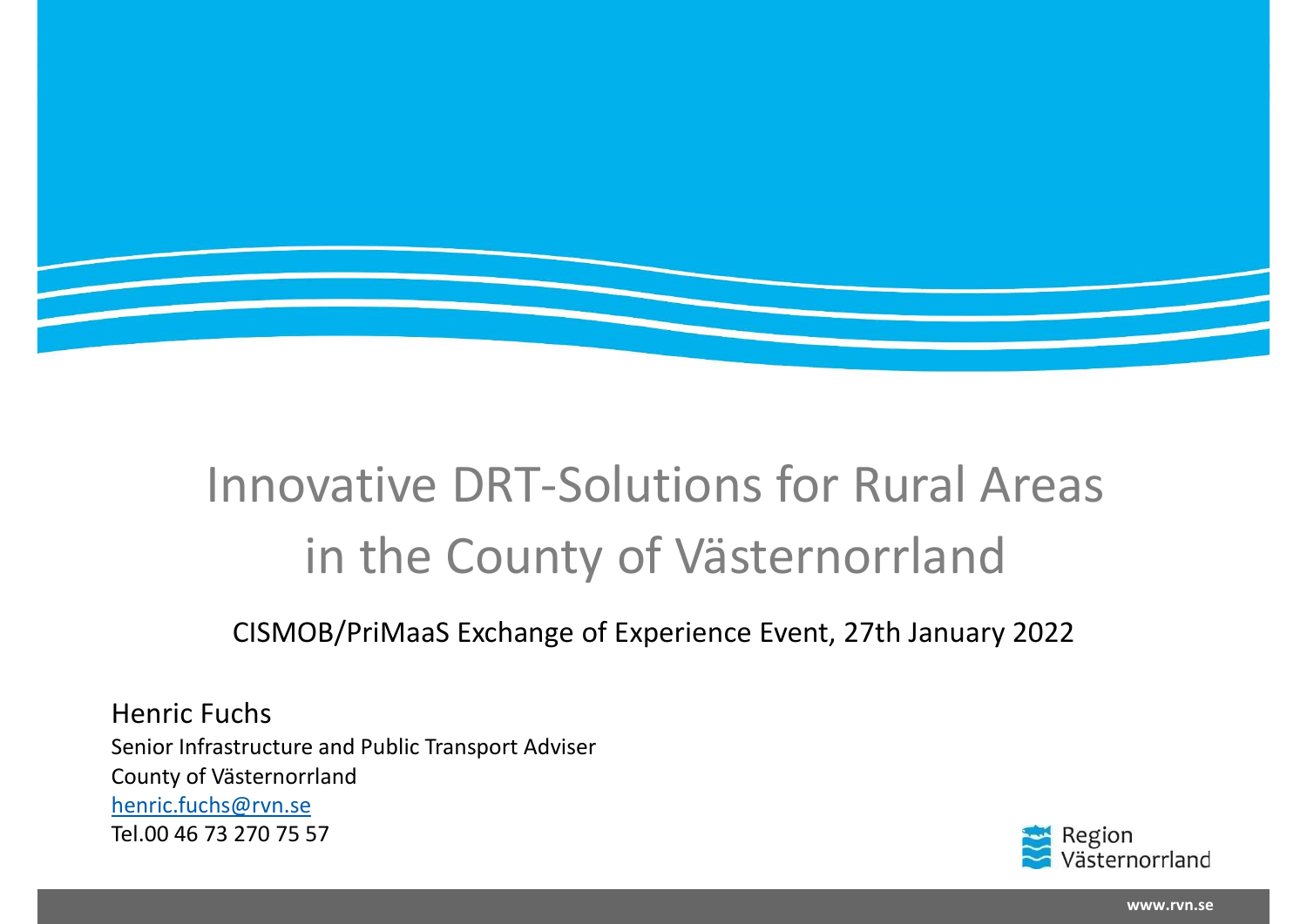# Innovative DRT-Solutions for Rural Areas in the County of Västernorrland

CISMOB/PriMaaS Exchange of Experience Event, 27th January 2022

Henric Fuchs
Senior Infrastructure and Public Transport Adviser
County of Västernorrland
henric.fuchs@rvn.se
Tel.00 46 73 270 75 57

Region Västernorrland

www.rvn.se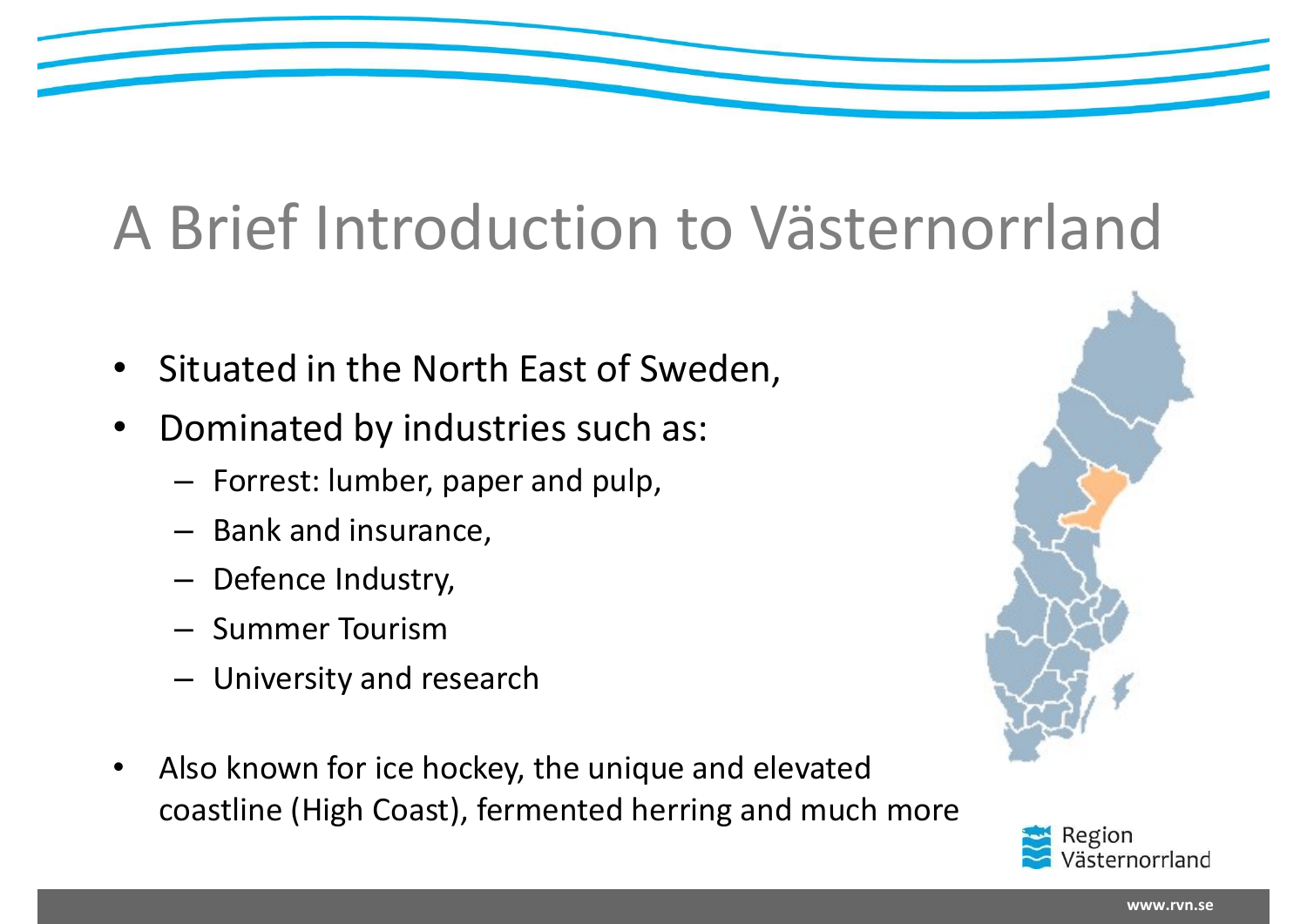# A Brief Introduction to Västernorrland

- Situated in the North East of Sweden,
- Dominated by industries such as:
  - Forrest: lumber, paper and pulp,
  - Bank and insurance,
  - Defence Industry,
  - Summer Tourism
  - University and research
- Also known for ice hockey, the unique and elevated coastline (High Coast), fermented herring and much more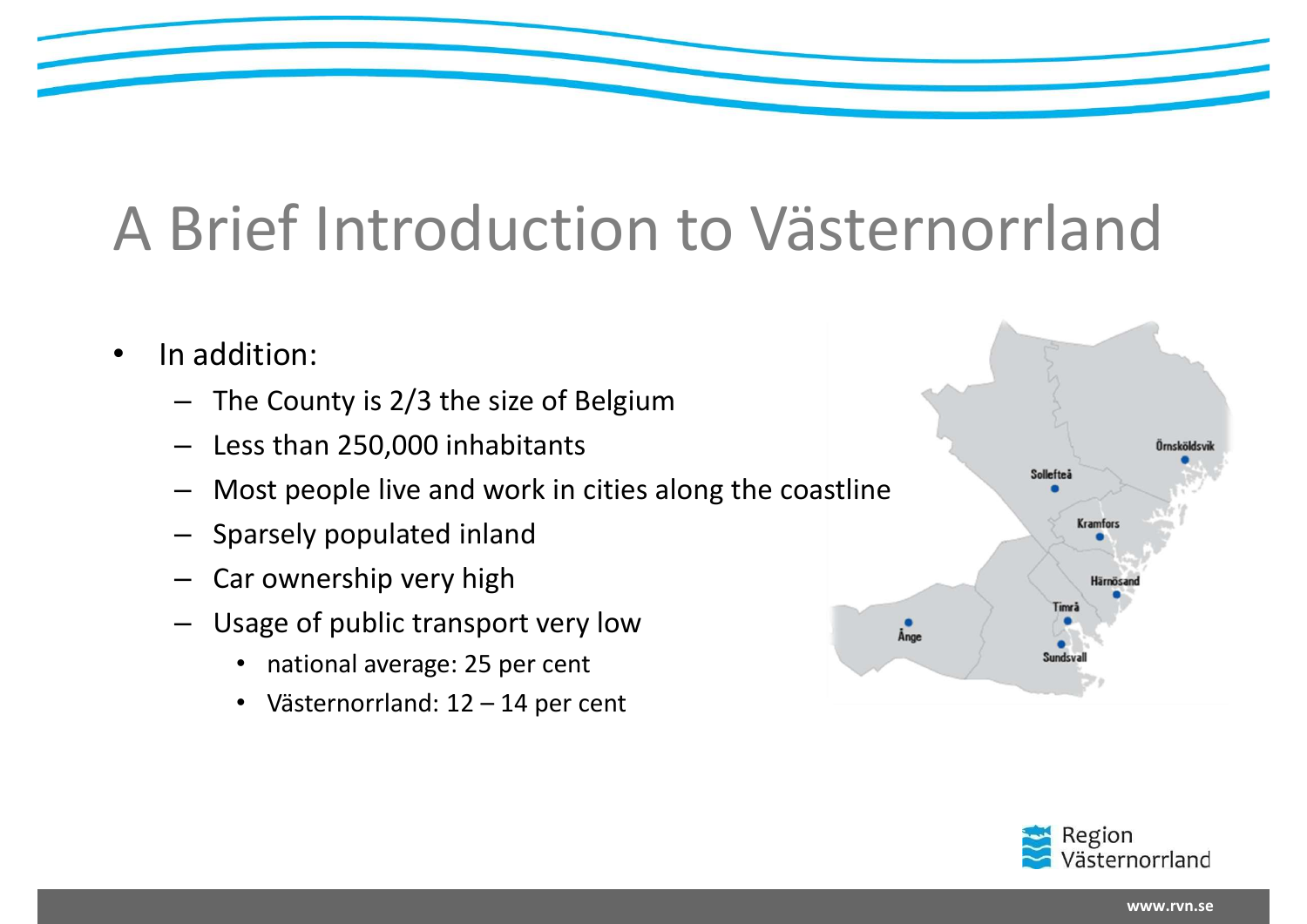# A Brief Introduction to Västernorrland

- In addition:
  - The County is 2/3 the size of Belgium
  - Less than 250,000 inhabitants
  - Most people live and work in cities along the coastline
  - Sparsely populated inland
  - Car ownership very high
  - Usage of public transport very low
    - national average: 25 per cent
    - Västernorrland: 12 – 14 per cent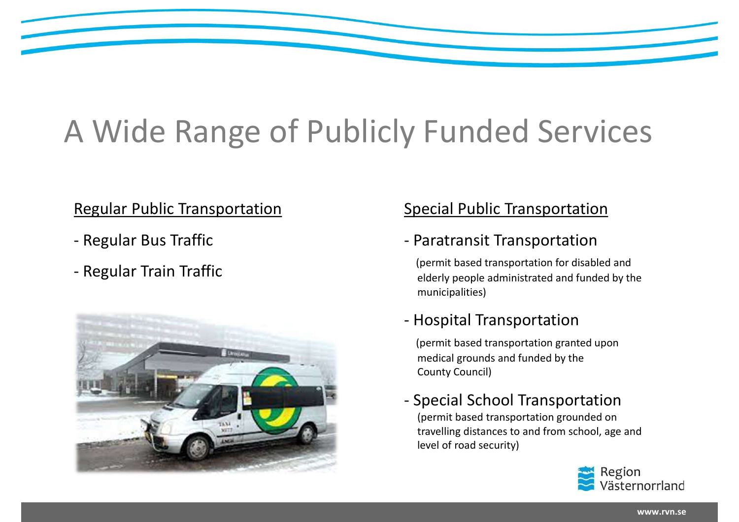# A Wide Range of Publicly Funded Services

## Regular Public Transportation

- Regular Bus Traffic
- Regular Train Traffic

## Special Public Transportation

- Paratransit Transportation

  (permit based transportation for disabled and elderly people administrated and funded by the municipalities)

- Hospital Transportation

  (permit based transportation granted upon medical grounds and funded by the County Council)

- Special School Transportation

  (permit based transportation grounded on travelling distances to and from school, age and level of road security)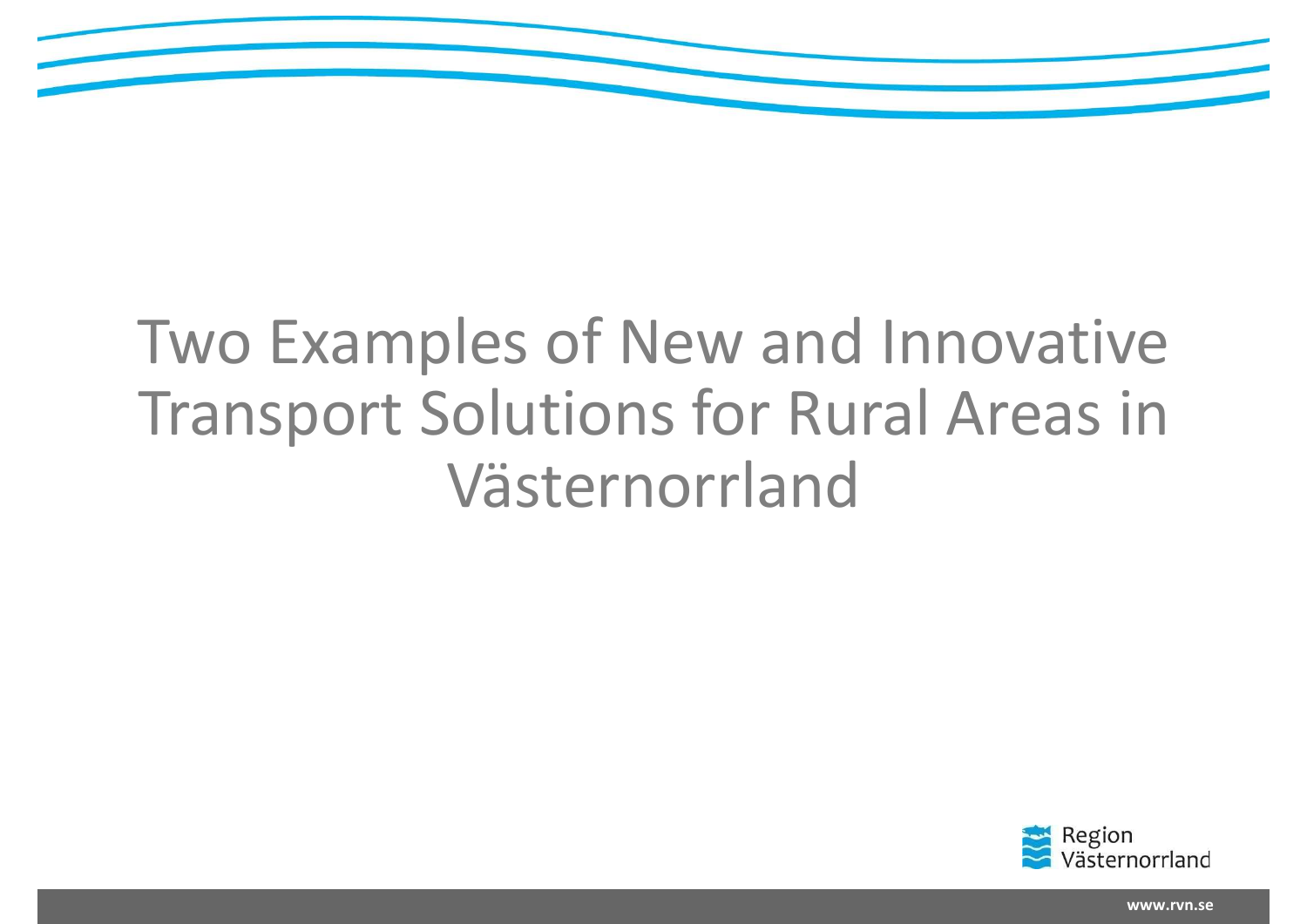# Two Examples of New and Innovative Transport Solutions for Rural Areas in Västernorrland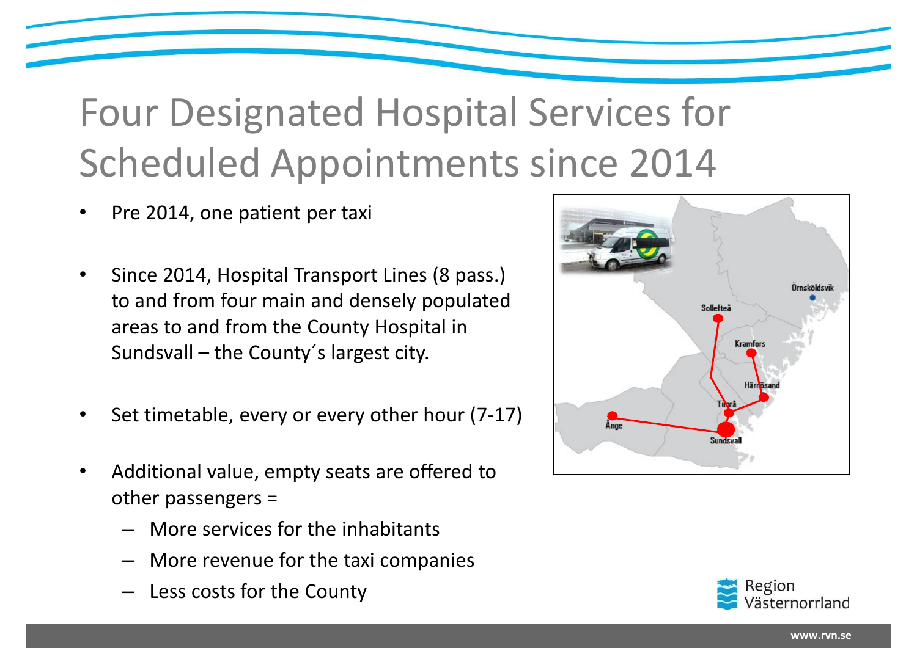# Four Designated Hospital Services for Scheduled Appointments since 2014

- Pre 2014, one patient per taxi
- Since 2014, Hospital Transport Lines (8 pass.) to and from four main and densely populated areas to and from the County Hospital in Sundsvall – the County´s largest city.
- Set timetable, every or every other hour (7-17)
- Additional value, empty seats are offered to other passengers =
  - More services for the inhabitants
  - More revenue for the taxi companies
  - Less costs for the County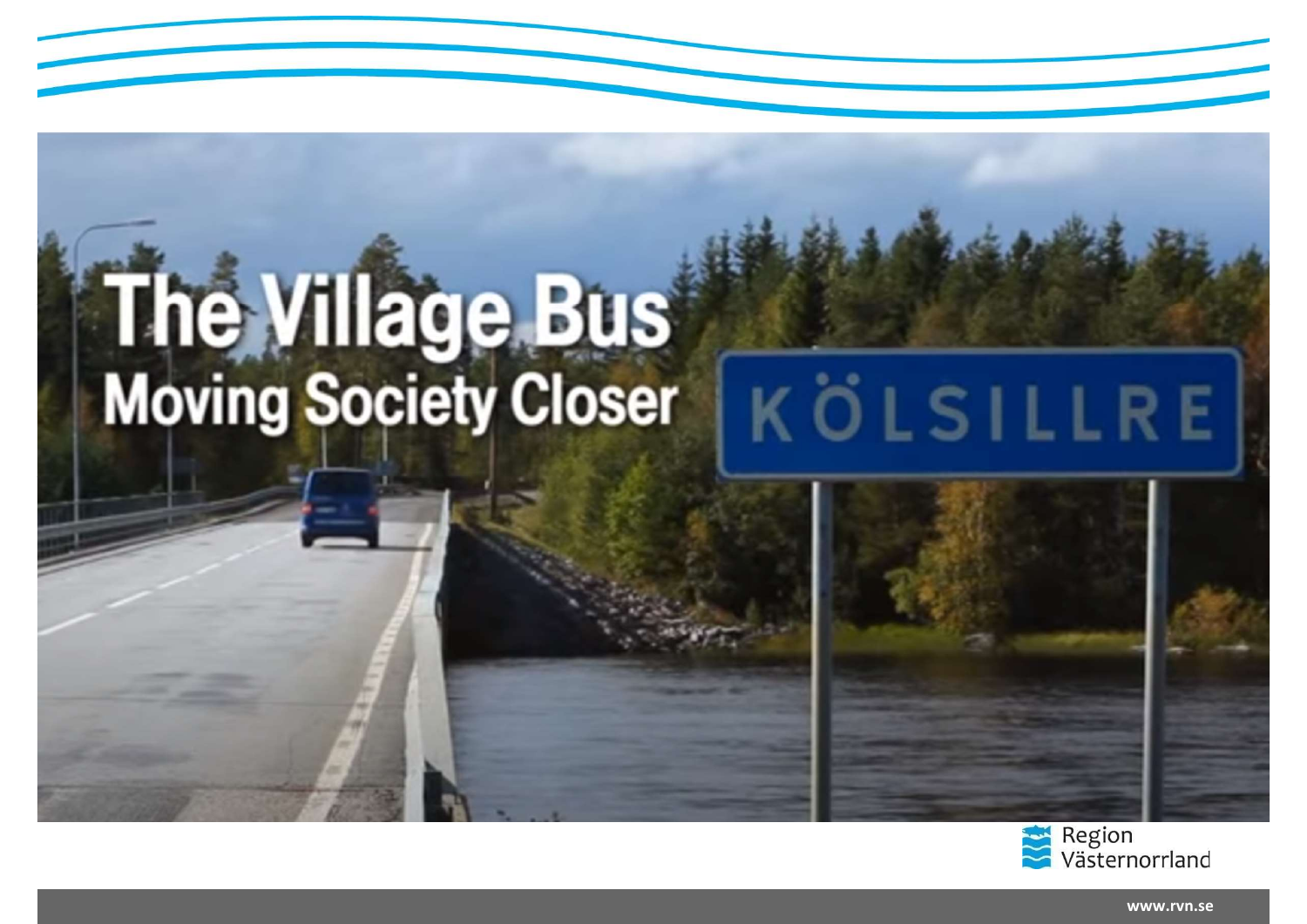# The Village Bus

## Moving Society Closer

KÖLSILLRE

Region Västernorrland

www.rvn.se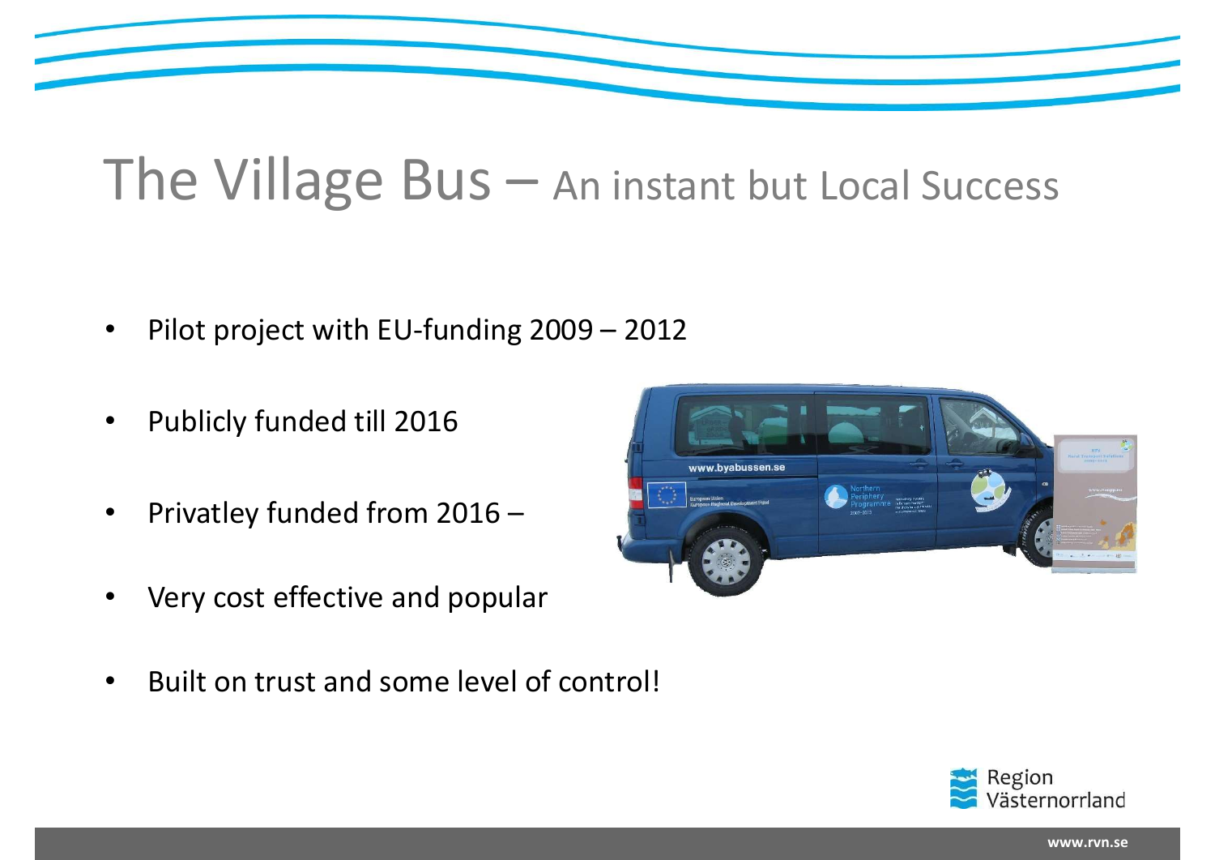# The Village Bus – An instant but Local Success

- Pilot project with EU-funding 2009 – 2012
- Publicly funded till 2016
- Privatley funded from 2016 –
- Very cost effective and popular
- Built on trust and some level of control!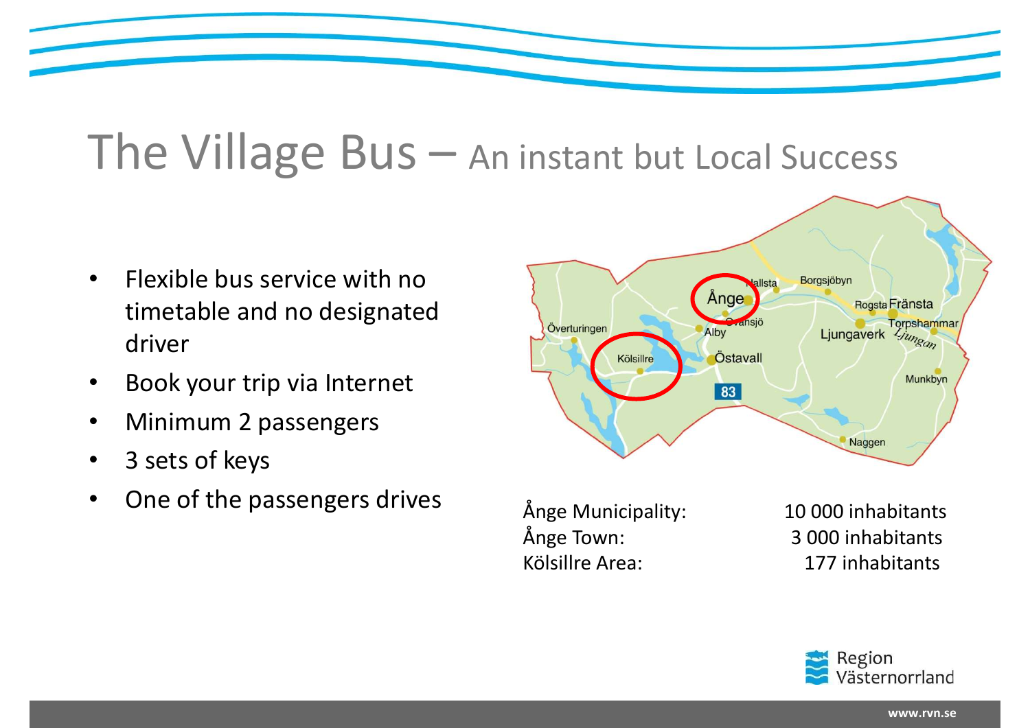# The Village Bus – An instant but Local Success

- Flexible bus service with no timetable and no designated driver
- Book your trip via Internet
- Minimum 2 passengers
- 3 sets of keys
- One of the passengers drives

| | |
|---|---|
| Ånge Municipality: | 10 000 inhabitants |
| Ånge Town: | 3 000 inhabitants |
| Kölsillre Area: | 177 inhabitants |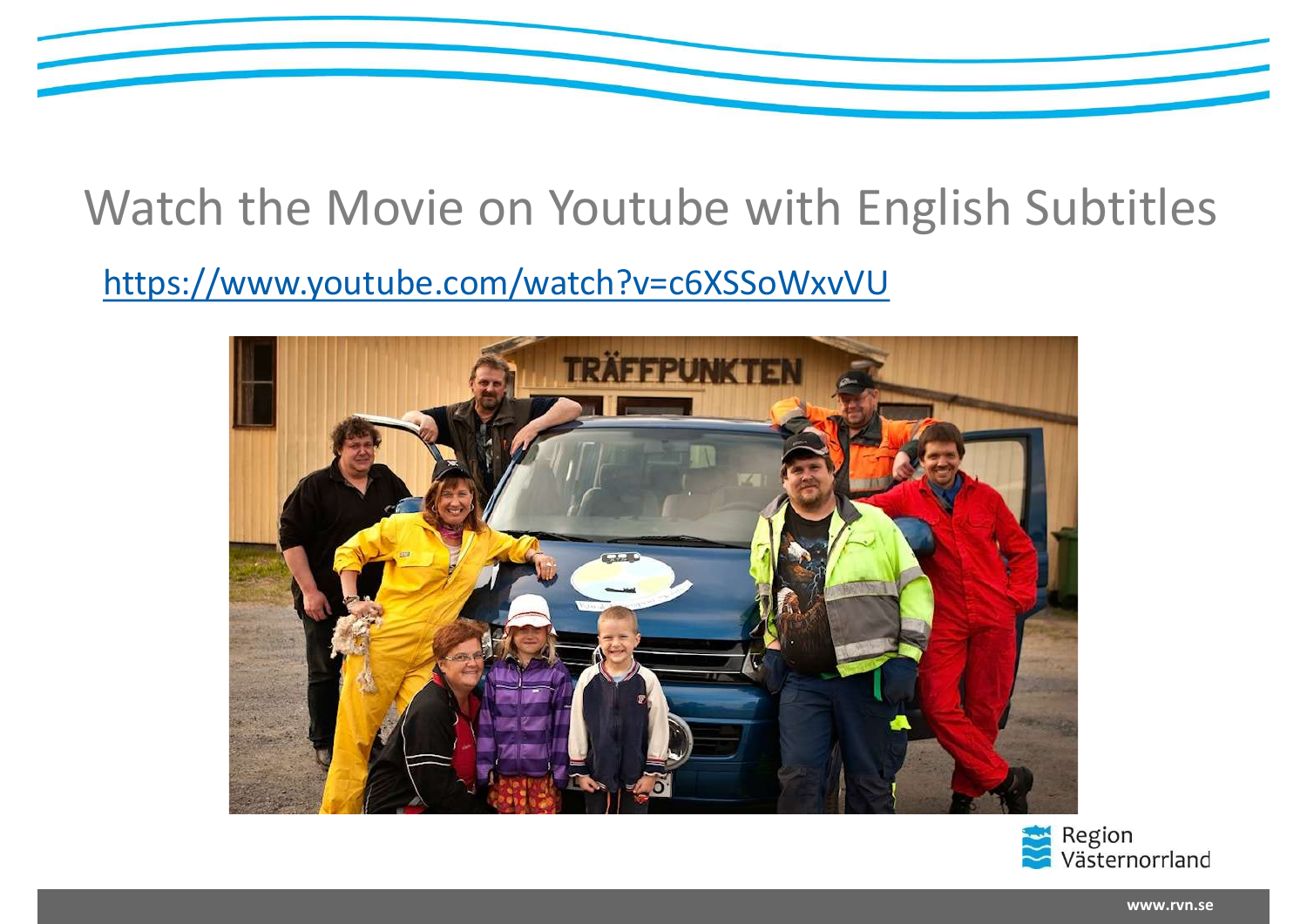# Watch the Movie on Youtube with English Subtitles

https://www.youtube.com/watch?v=c6XSSoWxvVU